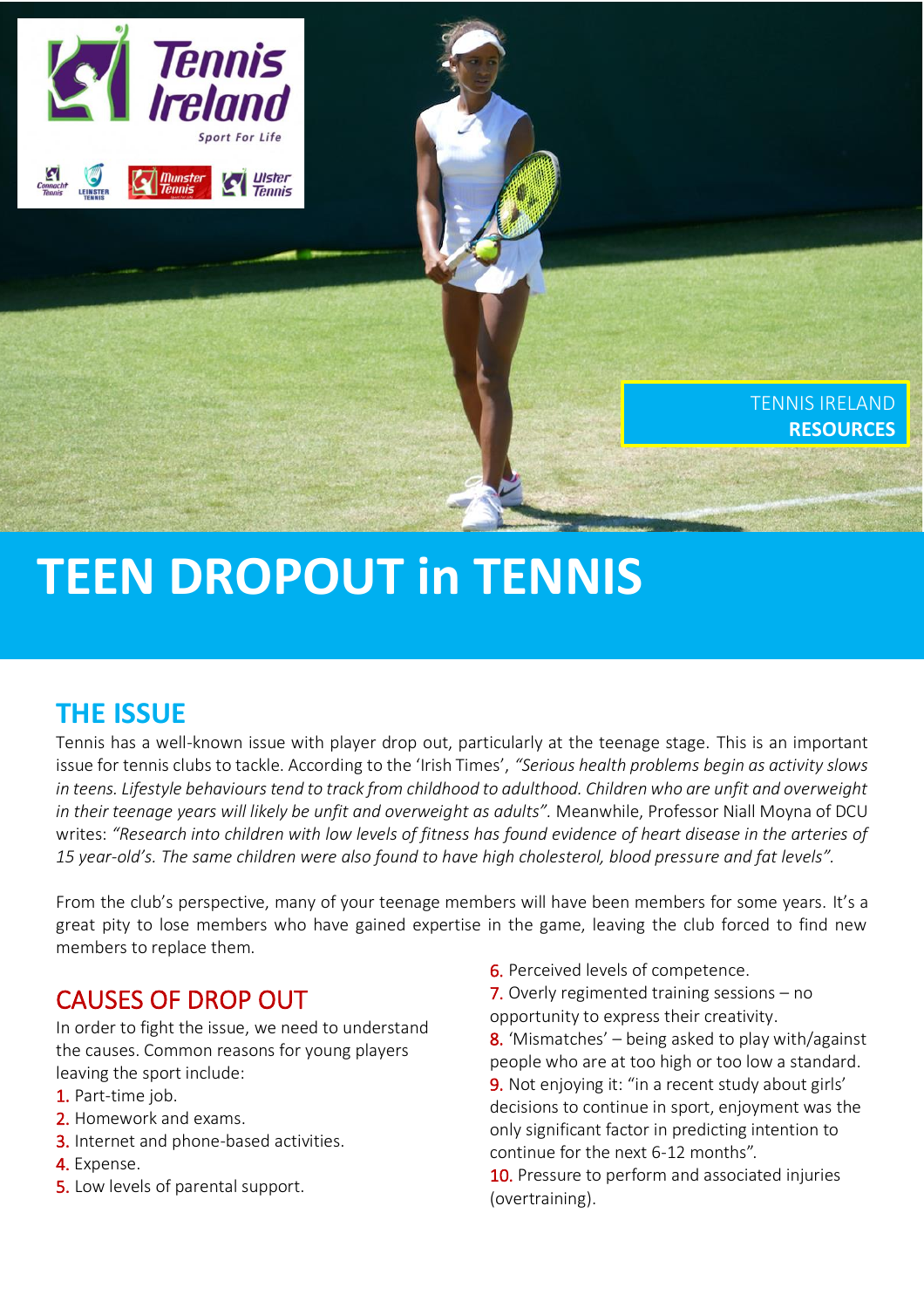TENNIS IRELAND **RESOURCES**

# TEEN DROPOUT in TENNIS

## THE ISSUE

Tennis has a well-known issue with player drop out, particularly at the teenage stage. This is an important issue for tennis clubs to tackle. According to the 'Irish Times', *"Serious health problems begin as activity slows in teens. Lifestyle behaviours tend to track from childhood to adulthood. Children who are unfit and overweight in their teenage years will likely be unfit and overweight as adults"*. Meanwhile, Professor Niall Moyna of DCU writes: *"Research into children with low levels of fitness has found evidence of heart disease in the arteries of 15 year-old's. The same children were also found to have high cholesterol, blood pressure and fat levels"*.

From the club's perspective, many of your teenage members will have been members for some years. It's a great pity to lose members who have gained expertise in the game, leaving the club forced to find new members to replace them.

## CAUSES OF DROP OUT

In order to fight the issue, we need to understand the causes. Common reasons for young players leaving the sport include:

1. Part-time job.
2. Homework and exams.
3. Internet and phone-based activities.
4. Expense.
5. Low levels of parental support.
6. Perceived levels of competence.
7. Overly regimented training sessions – no opportunity to express their creativity.
8. 'Mismatches' – being asked to play with/against people who are at too high or too low a standard.
9. Not enjoying it: "in a recent study about girls' decisions to continue in sport, enjoyment was the only significant factor in predicting intention to continue for the next 6-12 months".
10. Pressure to perform and associated injuries (overtraining).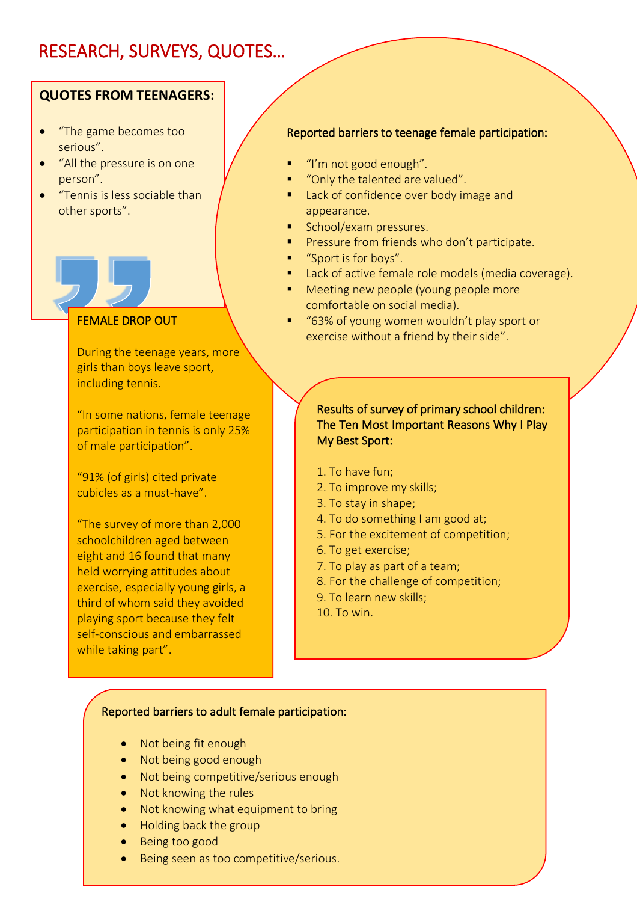# RESEARCH, SURVEYS, QUOTES…

## QUOTES FROM TEENAGERS:

- “The game becomes too serious”.
- “All the pressure is on one person”.
- “Tennis is less sociable than other sports”.

## Reported barriers to teenage female participation:

- “I’m not good enough”.
- “Only the talented are valued”.
- Lack of confidence over body image and appearance.
- School/exam pressures.
- Pressure from friends who don’t participate.
- “Sport is for boys”.
- Lack of active female role models (media coverage).
- Meeting new people (young people more comfortable on social media).
- “63% of young women wouldn’t play sport or exercise without a friend by their side”.

## FEMALE DROP OUT

During the teenage years, more girls than boys leave sport, including tennis.

“In some nations, female teenage participation in tennis is only 25% of male participation”.

“91% (of girls) cited private cubicles as a must-have”.

“The survey of more than 2,000 schoolchildren aged between eight and 16 found that many held worrying attitudes about exercise, especially young girls, a third of whom said they avoided playing sport because they felt self-conscious and embarrassed while taking part”.

## Results of survey of primary school children: The Ten Most Important Reasons Why I Play My Best Sport:

1. To have fun;
2. To improve my skills;
3. To stay in shape;
4. To do something I am good at;
5. For the excitement of competition;
6. To get exercise;
7. To play as part of a team;
8. For the challenge of competition;
9. To learn new skills;
10. To win.

## Reported barriers to adult female participation:

- Not being fit enough
- Not being good enough
- Not being competitive/serious enough
- Not knowing the rules
- Not knowing what equipment to bring
- Holding back the group
- Being too good
- Being seen as too competitive/serious.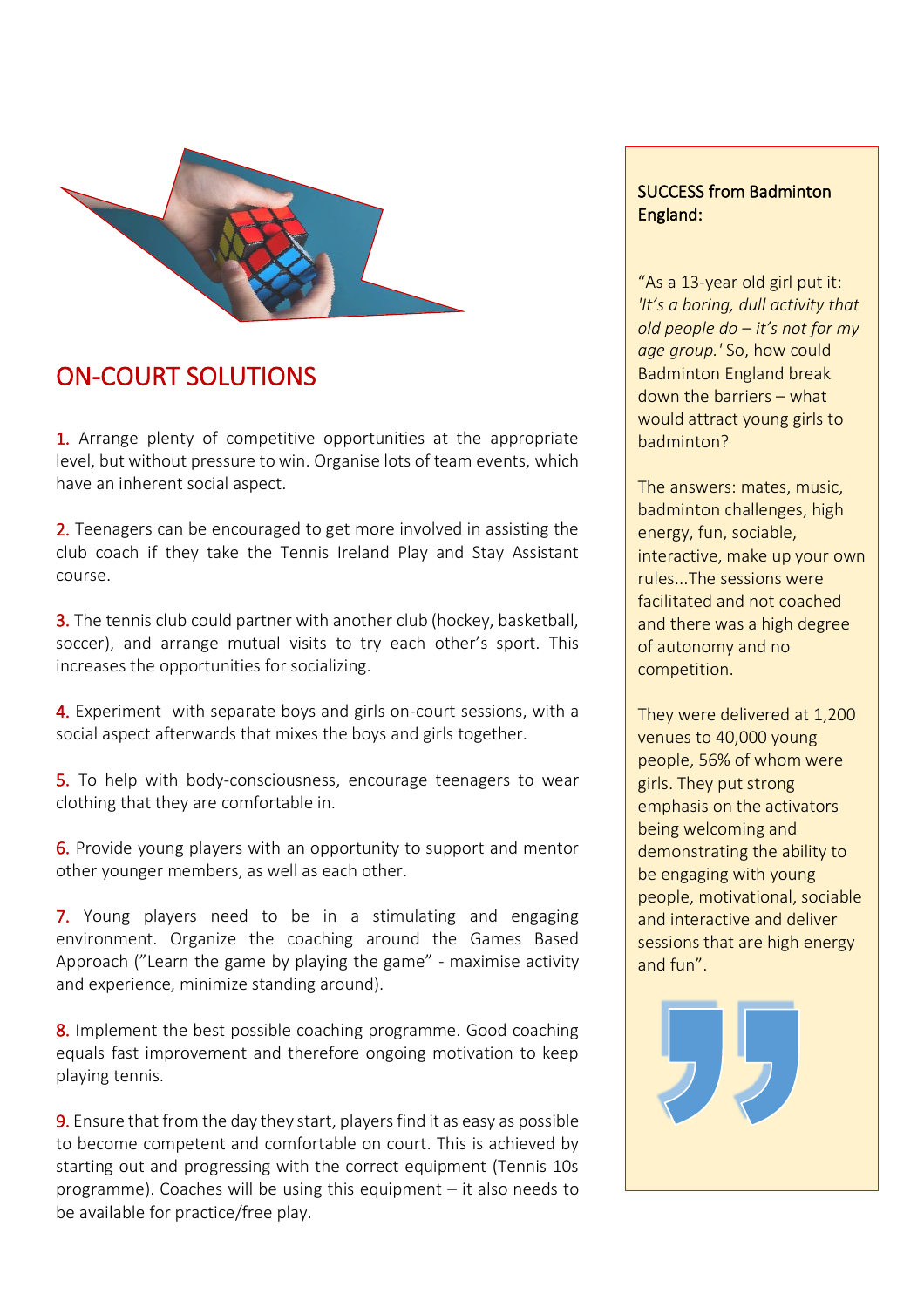## ON-COURT SOLUTIONS

1. Arrange plenty of competitive opportunities at the appropriate level, but without pressure to win. Organise lots of team events, which have an inherent social aspect.

2. Teenagers can be encouraged to get more involved in assisting the club coach if they take the Tennis Ireland Play and Stay Assistant course.

3. The tennis club could partner with another club (hockey, basketball, soccer), and arrange mutual visits to try each other's sport. This increases the opportunities for socializing.

4. Experiment with separate boys and girls on-court sessions, with a social aspect afterwards that mixes the boys and girls together.

5. To help with body-consciousness, encourage teenagers to wear clothing that they are comfortable in.

6. Provide young players with an opportunity to support and mentor other younger members, as well as each other.

7. Young players need to be in a stimulating and engaging environment. Organize the coaching around the Games Based Approach ("Learn the game by playing the game" - maximise activity and experience, minimize standing around).

8. Implement the best possible coaching programme. Good coaching equals fast improvement and therefore ongoing motivation to keep playing tennis.

9. Ensure that from the day they start, players find it as easy as possible to become competent and comfortable on court. This is achieved by starting out and progressing with the correct equipment (Tennis 10s programme). Coaches will be using this equipment – it also needs to be available for practice/free play.

SUCCESS from Badminton England:

"As a 13-year old girl put it: *'It's a boring, dull activity that old people do – it's not for my age group.'* So, how could Badminton England break down the barriers – what would attract young girls to badminton?

The answers: mates, music, badminton challenges, high energy, fun, sociable, interactive, make up your own rules...The sessions were facilitated and not coached and there was a high degree of autonomy and no competition.

They were delivered at 1,200 venues to 40,000 young people, 56% of whom were girls. They put strong emphasis on the activators being welcoming and demonstrating the ability to be engaging with young people, motivational, sociable and interactive and deliver sessions that are high energy and fun".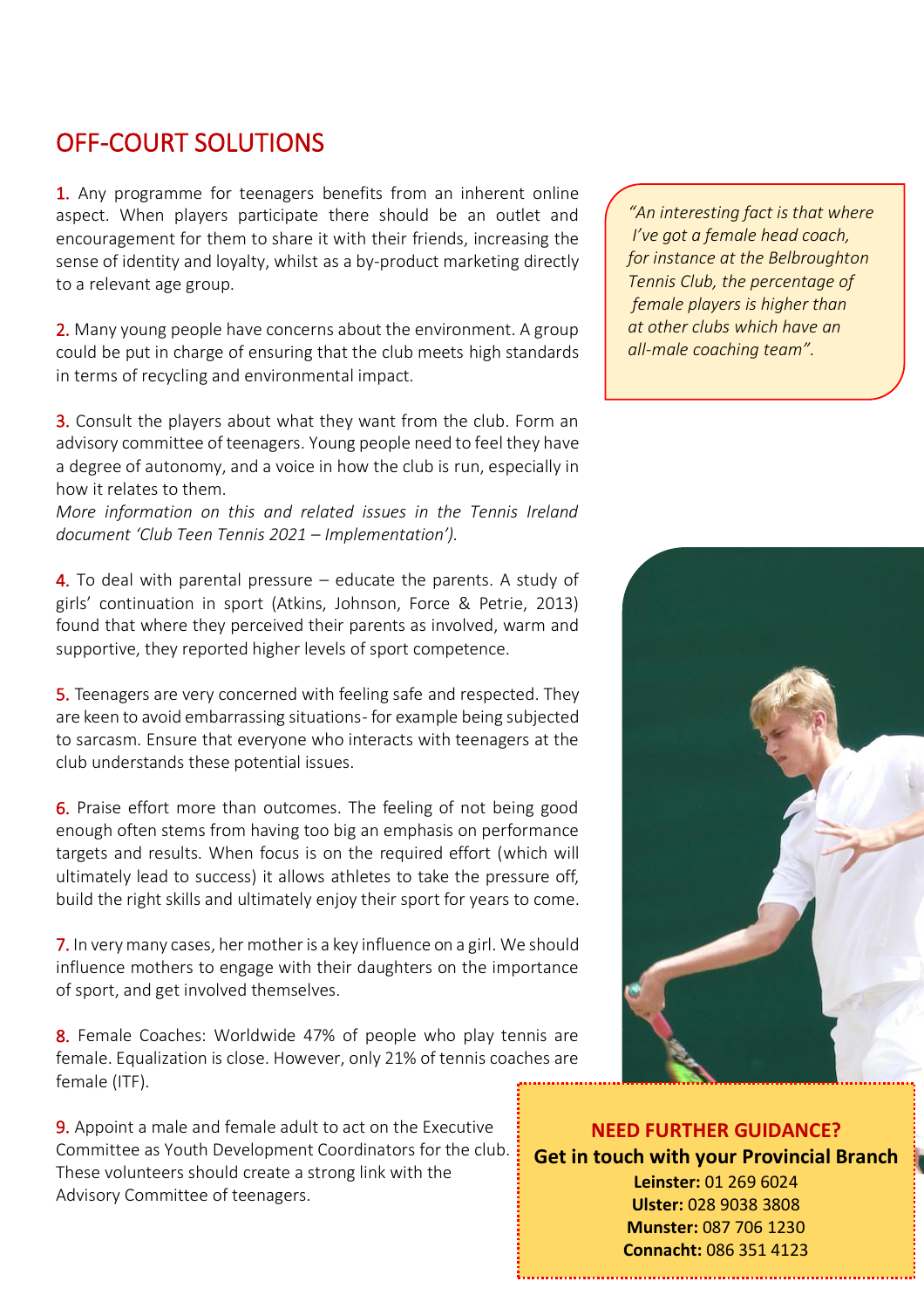# OFF-COURT SOLUTIONS

1. Any programme for teenagers benefits from an inherent online aspect. When players participate there should be an outlet and encouragement for them to share it with their friends, increasing the sense of identity and loyalty, whilst as a by-product marketing directly to a relevant age group.

2. Many young people have concerns about the environment. A group could be put in charge of ensuring that the club meets high standards in terms of recycling and environmental impact.

3. Consult the players about what they want from the club. Form an advisory committee of teenagers. Young people need to feel they have a degree of autonomy, and a voice in how the club is run, especially in how it relates to them.
*More information on this and related issues in the Tennis Ireland document 'Club Teen Tennis 2021 – Implementation').*

4. To deal with parental pressure – educate the parents. A study of girls' continuation in sport (Atkins, Johnson, Force & Petrie, 2013) found that where they perceived their parents as involved, warm and supportive, they reported higher levels of sport competence.

5. Teenagers are very concerned with feeling safe and respected. They are keen to avoid embarrassing situations- for example being subjected to sarcasm. Ensure that everyone who interacts with teenagers at the club understands these potential issues.

6. Praise effort more than outcomes. The feeling of not being good enough often stems from having too big an emphasis on performance targets and results. When focus is on the required effort (which will ultimately lead to success) it allows athletes to take the pressure off, build the right skills and ultimately enjoy their sport for years to come.

7. In very many cases, her mother is a key influence on a girl. We should influence mothers to engage with their daughters on the importance of sport, and get involved themselves.

8. Female Coaches: Worldwide 47% of people who play tennis are female. Equalization is close. However, only 21% of tennis coaches are female (ITF).

9. Appoint a male and female adult to act on the Executive Committee as Youth Development Coordinators for the club. These volunteers should create a strong link with the Advisory Committee of teenagers.

*"An interesting fact is that where I've got a female head coach, for instance at the Belbroughton Tennis Club, the percentage of female players is higher than at other clubs which have an all-male coaching team".*

**NEED FURTHER GUIDANCE?**
**Get in touch with your Provincial Branch**
**Leinster:** 01 269 6024
**Ulster:** 028 9038 3808
**Munster:** 087 706 1230
**Connacht:** 086 351 4123